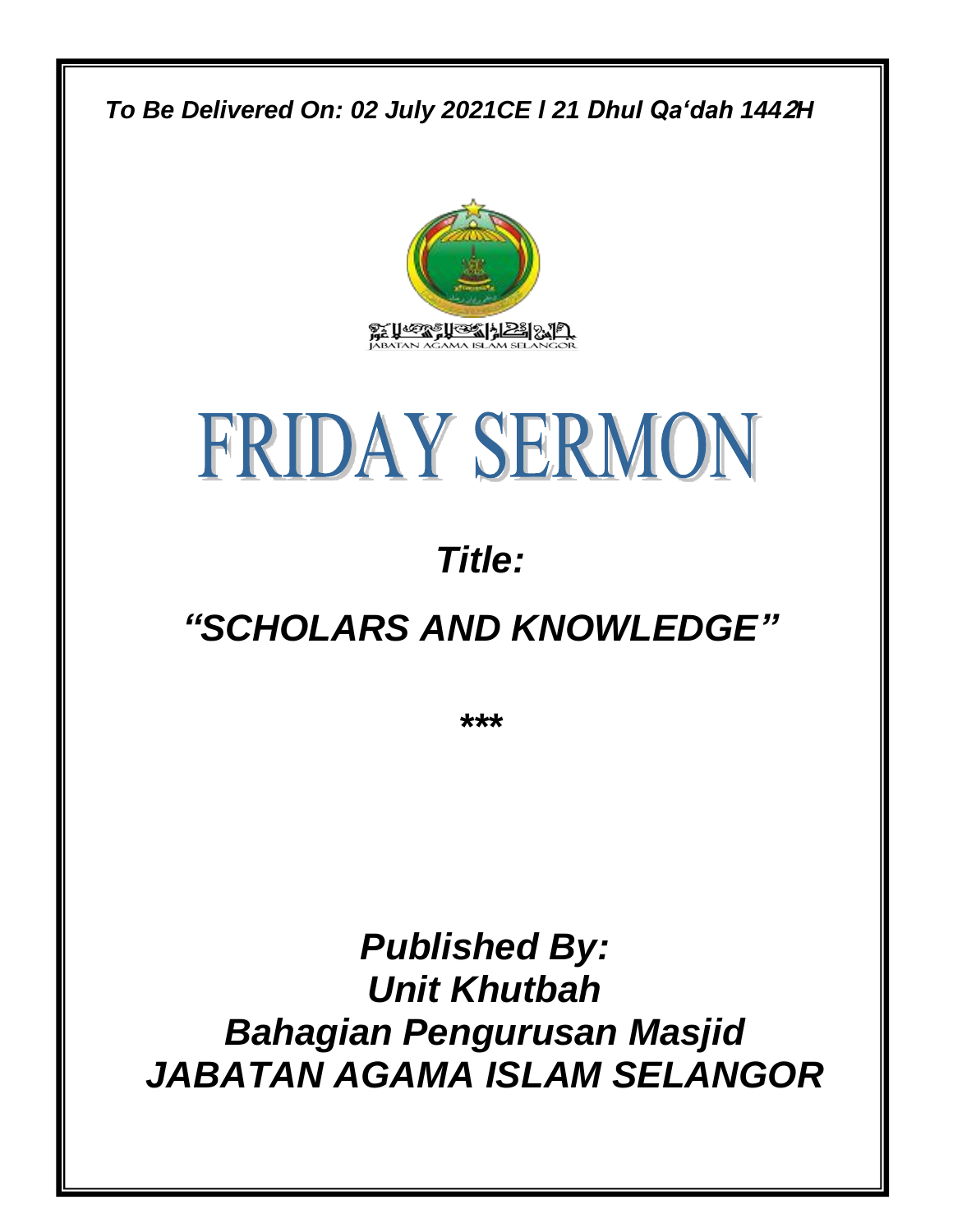*To Be Delivered On: 02 July 2021CE l 21 Dhul Qa'dah 1442H*

JABATAN AGAMA ISLAM SELANGOR

# FRIDAY SERMON

## *Title:*

## *"SCHOLARS AND KNOWLEDGE"*

\*\*\*

### *Published By:*
### *Unit Khutbah*
### *Bahagian Pengurusan Masjid*
### *JABATAN AGAMA ISLAM SELANGOR*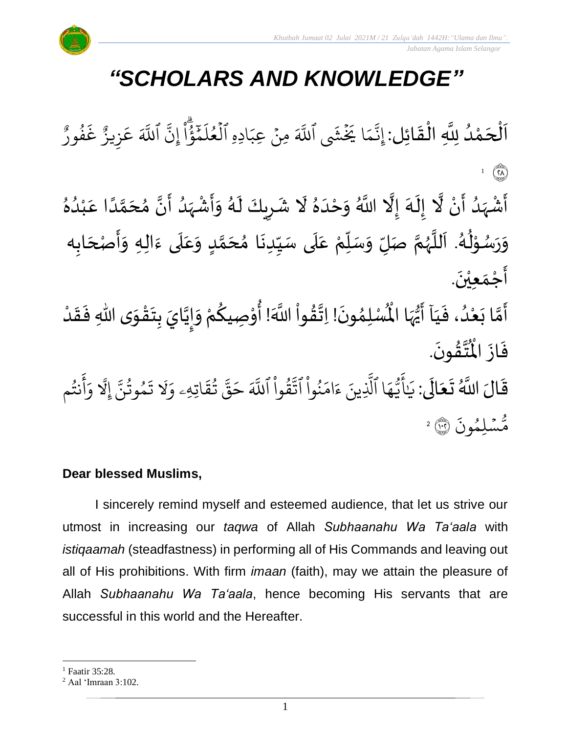# *"SCHOLARS AND KNOWLEDGE"*

اَلْحَمْدُ لِلَّهِ الْقَائِل: إِنَّمَا يَخْشَى ٱللَّهَ مِنْ عِبَادِهِ ٱلْعُلَمَٰٓؤُاْۗ إِنَّ ٱللَّهَ عَزِيزٌ غَفُورٌ ﴿٢٨﴾ [1]

أَشْهَدُ أَنْ لَّا إِلَهَ إِلَّا اللَّهُ وَحْدَهُ لَا شَرِيكَ لَهُ وَأَشْهَدُ أَنَّ مُحَمَّدًا عَبْدُهُ وَرَسُوْلُهُ. اَللَّهُمَّ صَلِّ وَسَلِّمْ عَلَى سَيِّدِنَا مُحَمَّدٍ وَعَلَى ءَالِهِ وَأَصْحَابِهِ أَجْمَعِيْنَ.

أَمَّا بَعْدُ، فَيَآ أَيُّهَا الْمُسْلِمُونَ! اِتَّقُواْ اللَّهَ! أُوْصِيكُمْ وَإِيَّايَ بِتَقْوَى اللهِ فَقَدْ فَازَ الْمُتَّقُونَ.

قَالَ اللَّهُ تَعَالَى: يَٰٓأَيُّهَا ٱلَّذِينَ ءَامَنُواْ ٱتَّقُواْ ٱللَّهَ حَقَّ تُقَاتِهِۦ وَلَا تَمُوتُنَّ إِلَّا وَأَنتُم مُّسْلِمُونَ ﴿١٠٢﴾ [2]

**Dear blessed Muslims,**

I sincerely remind myself and esteemed audience, that let us strive our utmost in increasing our *taqwa* of Allah *Subhaanahu Wa Ta'aala* with *istiqaamah* (steadfastness) in performing all of His Commands and leaving out all of His prohibitions. With firm *imaan* (faith), may we attain the pleasure of Allah *Subhaanahu Wa Ta'aala*, hence becoming His servants that are successful in this world and the Hereafter.

---

[1] Faatir 35:28.

[2] Aal 'Imraan 3:102.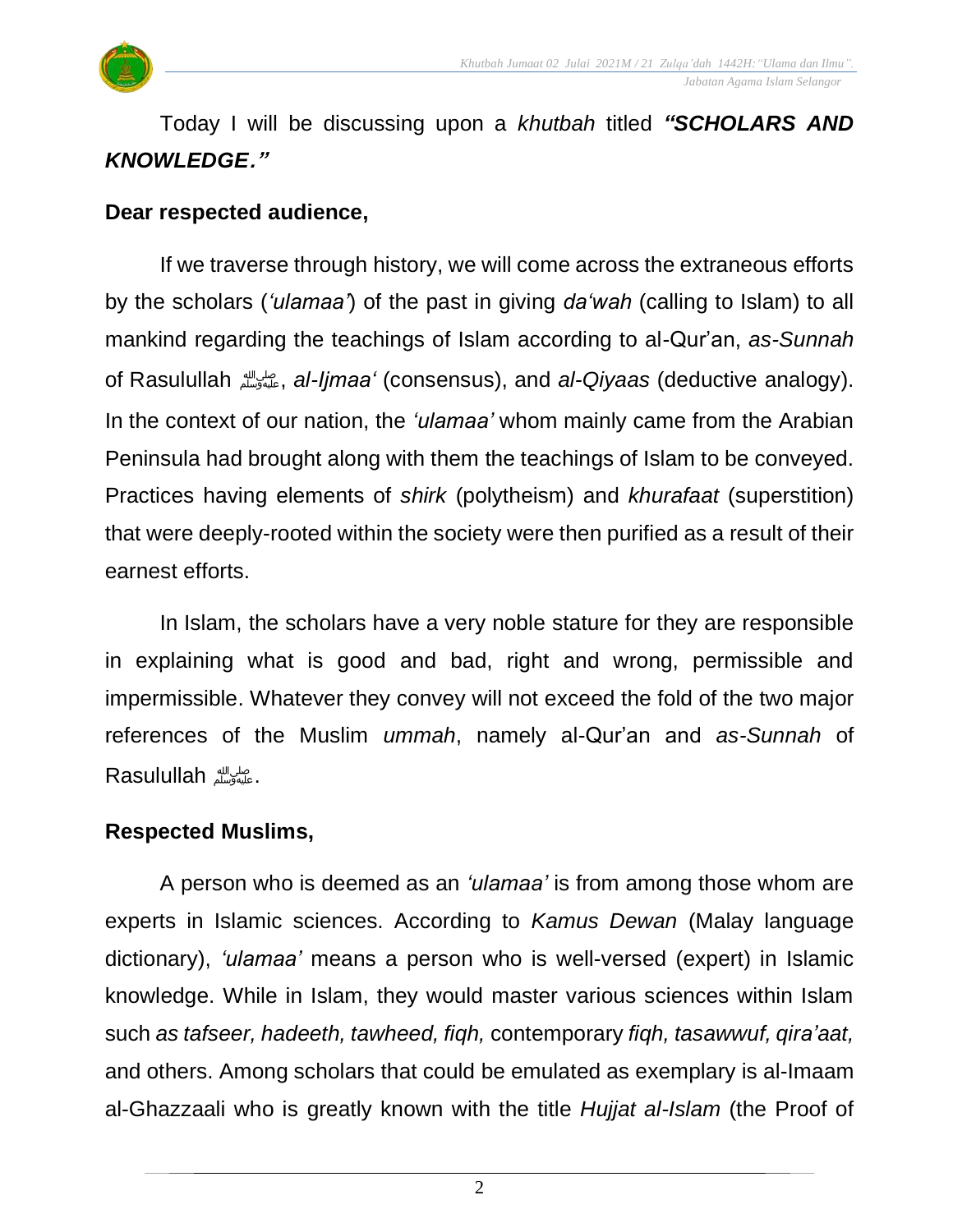Today I will be discussing upon a *khutbah* titled ***"SCHOLARS AND KNOWLEDGE."***

**Dear respected audience,**

If we traverse through history, we will come across the extraneous efforts by the scholars (*'ulamaa'*) of the past in giving *da'wah* (calling to Islam) to all mankind regarding the teachings of Islam according to al-Qur'an, *as-Sunnah* of Rasulullah ﷺ, *al-Ijmaa'* (consensus), and *al-Qiyaas* (deductive analogy). In the context of our nation, the *'ulamaa'* whom mainly came from the Arabian Peninsula had brought along with them the teachings of Islam to be conveyed. Practices having elements of *shirk* (polytheism) and *khurafaat* (superstition) that were deeply-rooted within the society were then purified as a result of their earnest efforts.

In Islam, the scholars have a very noble stature for they are responsible in explaining what is good and bad, right and wrong, permissible and impermissible. Whatever they convey will not exceed the fold of the two major references of the Muslim *ummah*, namely al-Qur'an and *as-Sunnah* of Rasulullah ﷺ.

**Respected Muslims,**

A person who is deemed as an *'ulamaa'* is from among those whom are experts in Islamic sciences. According to *Kamus Dewan* (Malay language dictionary), *'ulamaa'* means a person who is well-versed (expert) in Islamic knowledge. While in Islam, they would master various sciences within Islam such *as tafseer, hadeeth, tawheed, fiqh,* contemporary *fiqh, tasawwuf, qira'aat,* and others. Among scholars that could be emulated as exemplary is al-Imaam al-Ghazzaali who is greatly known with the title *Hujjat al-Islam* (the Proof of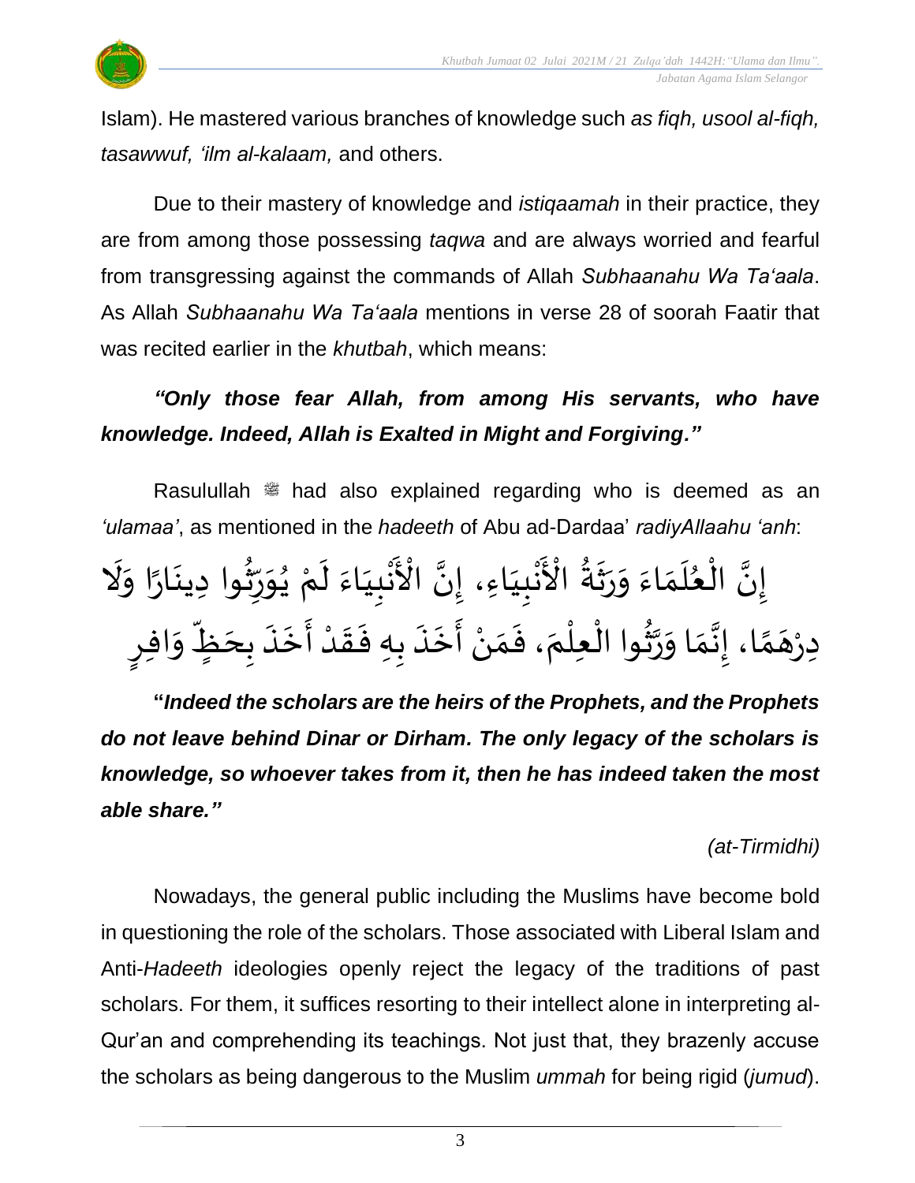Islam). He mastered various branches of knowledge such *as fiqh, usool al-fiqh, tasawwuf, 'ilm al-kalaam,* and others.

Due to their mastery of knowledge and *istiqaamah* in their practice, they are from among those possessing *taqwa* and are always worried and fearful from transgressing against the commands of Allah *Subhaanahu Wa Ta'aala*. As Allah *Subhaanahu Wa Ta'aala* mentions in verse 28 of soorah Faatir that was recited earlier in the *khutbah*, which means:

***"Only those fear Allah, from among His servants, who have knowledge. Indeed, Allah is Exalted in Might and Forgiving."***

Rasulullah ﷺ had also explained regarding who is deemed as an *'ulamaa'*, as mentioned in the *hadeeth* of Abu ad-Dardaa' *radiyAllaahu 'anh*:

إِنَّ الْعُلَمَاءَ وَرَثَةُ الْأَنْبِيَاءِ، إِنَّ الْأَنْبِيَاءَ لَمْ يُوَرِّثُوا دِينَارًا وَلَا دِرْهَمًا، إِنَّمَا وَرَّثُوا الْعِلْمَ، فَمَنْ أَخَذَ بِهِ فَقَدْ أَخَذَ بِحَظٍّ وَافِرٍ

**"*Indeed the scholars are the heirs of the Prophets, and the Prophets do not leave behind Dinar or Dirham. The only legacy of the scholars is knowledge, so whoever takes from it, then he has indeed taken the most able share."***

*(at-Tirmidhi)*

Nowadays, the general public including the Muslims have become bold in questioning the role of the scholars. Those associated with Liberal Islam and Anti-*Hadeeth* ideologies openly reject the legacy of the traditions of past scholars. For them, it suffices resorting to their intellect alone in interpreting al-Qur'an and comprehending its teachings. Not just that, they brazenly accuse the scholars as being dangerous to the Muslim *ummah* for being rigid (*jumud*).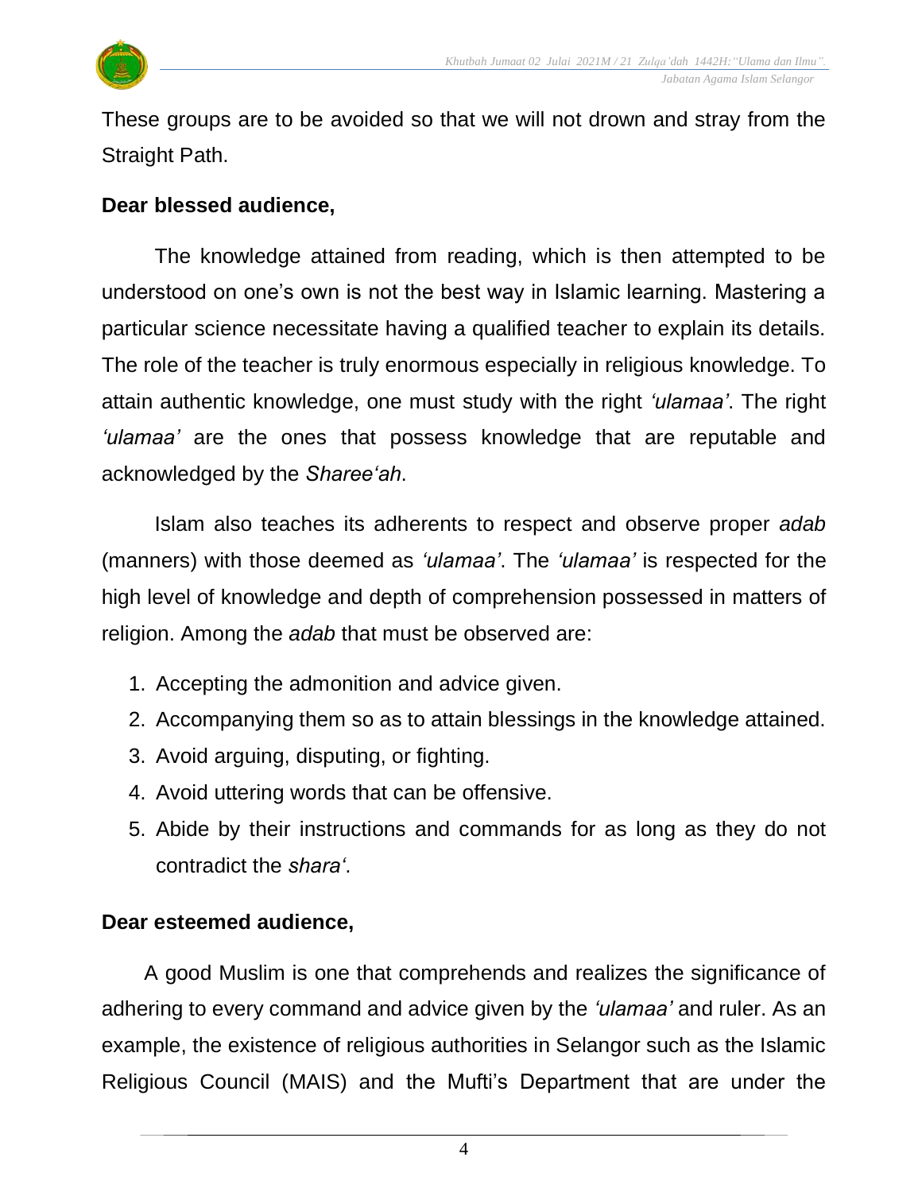These groups are to be avoided so that we will not drown and stray from the Straight Path.

**Dear blessed audience,**

The knowledge attained from reading, which is then attempted to be understood on one's own is not the best way in Islamic learning. Mastering a particular science necessitate having a qualified teacher to explain its details. The role of the teacher is truly enormous especially in religious knowledge. To attain authentic knowledge, one must study with the right *'ulamaa'*. The right *'ulamaa'* are the ones that possess knowledge that are reputable and acknowledged by the *Sharee'ah*.

Islam also teaches its adherents to respect and observe proper *adab* (manners) with those deemed as *'ulamaa'*. The *'ulamaa'* is respected for the high level of knowledge and depth of comprehension possessed in matters of religion. Among the *adab* that must be observed are:

1. Accepting the admonition and advice given.
2. Accompanying them so as to attain blessings in the knowledge attained.
3. Avoid arguing, disputing, or fighting.
4. Avoid uttering words that can be offensive.
5. Abide by their instructions and commands for as long as they do not contradict the *shara'*.

**Dear esteemed audience,**

A good Muslim is one that comprehends and realizes the significance of adhering to every command and advice given by the *'ulamaa'* and ruler. As an example, the existence of religious authorities in Selangor such as the Islamic Religious Council (MAIS) and the Mufti's Department that are under the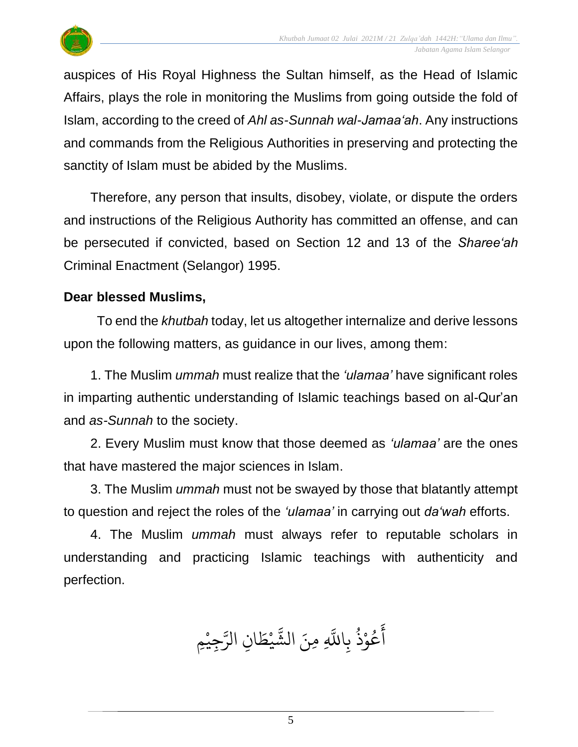auspices of His Royal Highness the Sultan himself, as the Head of Islamic Affairs, plays the role in monitoring the Muslims from going outside the fold of Islam, according to the creed of *Ahl as-Sunnah wal-Jamaa'ah*. Any instructions and commands from the Religious Authorities in preserving and protecting the sanctity of Islam must be abided by the Muslims.

Therefore, any person that insults, disobey, violate, or dispute the orders and instructions of the Religious Authority has committed an offense, and can be persecuted if convicted, based on Section 12 and 13 of the *Sharee'ah* Criminal Enactment (Selangor) 1995.

**Dear blessed Muslims,**

To end the *khutbah* today, let us altogether internalize and derive lessons upon the following matters, as guidance in our lives, among them:

1. The Muslim *ummah* must realize that the *'ulamaa'* have significant roles in imparting authentic understanding of Islamic teachings based on al-Qur'an and *as-Sunnah* to the society.

2. Every Muslim must know that those deemed as *'ulamaa'* are the ones that have mastered the major sciences in Islam.

3. The Muslim *ummah* must not be swayed by those that blatantly attempt to question and reject the roles of the *'ulamaa'* in carrying out *da'wah* efforts.

4. The Muslim *ummah* must always refer to reputable scholars in understanding and practicing Islamic teachings with authenticity and perfection.

أَعُوْذُ بِاللَّهِ مِنَ الشَّيْطَانِ الرَّجِيْمِ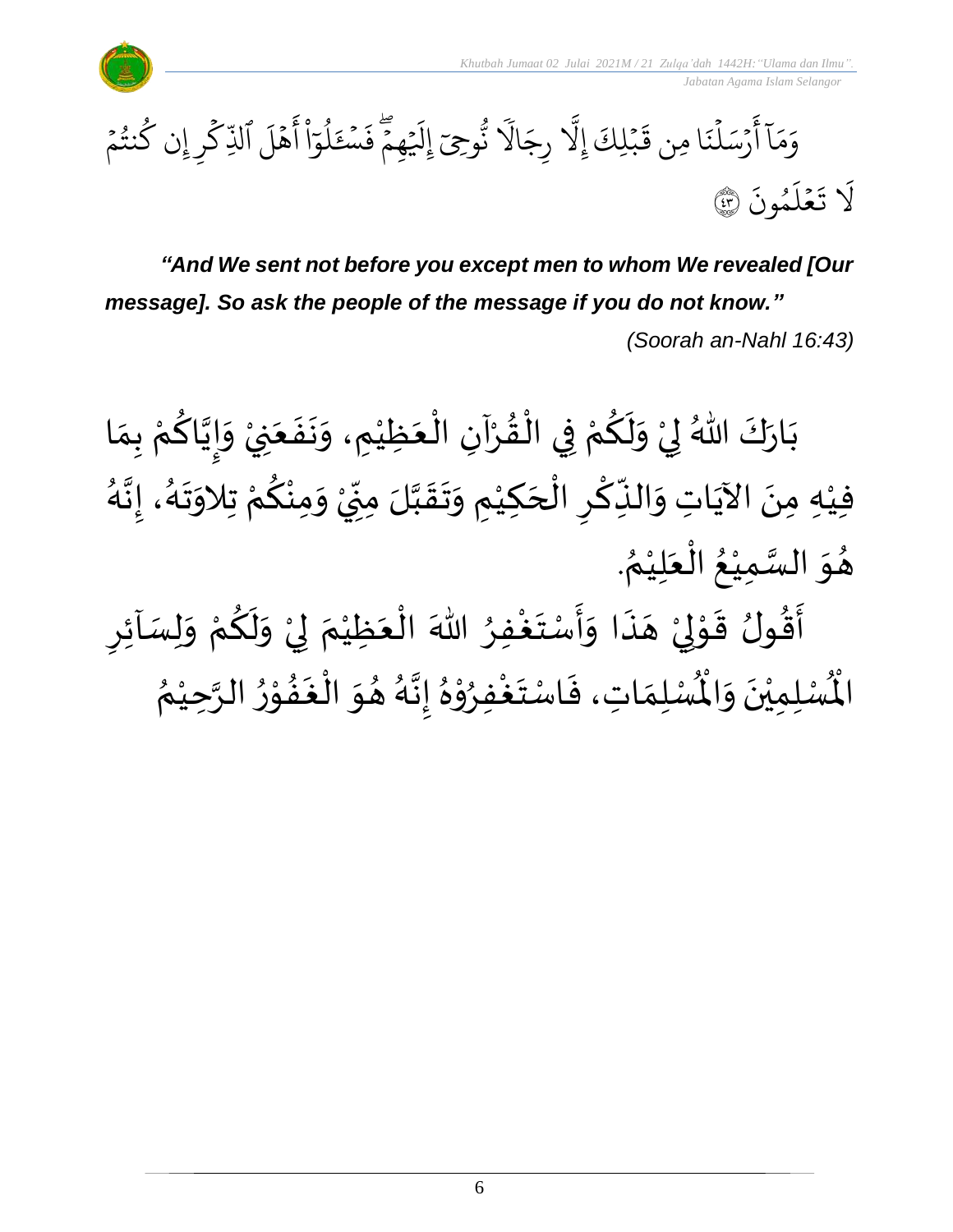وَمَآ أَرۡسَلۡنَا مِن قَبۡلِكَ إِلَّا رِجَالٗا نُّوحِيٓ إِلَيۡهِمۡۖ فَسۡـَٔلُوٓاْ أَهۡلَ ٱلذِّكۡرِ إِن كُنتُمۡ لَا تَعۡلَمُونَ ﴿٤٣﴾

***"And We sent not before you except men to whom We revealed [Our message]. So ask the people of the message if you do not know."***

*(Soorah an-Nahl 16:43)*

بَارَكَ اللهُ لِيْ وَلَكُمْ فِي الْقُرْآنِ الْعَظِيْمِ، وَنَفَعَنِيْ وَإِيَّاكُمْ بِمَا فِيْهِ مِنَ الآيَاتِ وَالذِّكْرِ الْحَكِيْمِ وَتَقَبَّلَ مِنِّيْ وَمِنْكُمْ تِلاوَتَهُ، إِنَّهُ هُوَ السَّمِيْعُ الْعَلِيْمُ.

أَقُولُ قَوْلِيْ هَذَا وَأَسْتَغْفِرُ اللهَ الْعَظِيْمَ لِيْ وَلَكُمْ وَلِسَآئِرِ الْمُسْلِمِيْنَ وَالْمُسْلِمَاتِ، فَاسْتَغْفِرُوْهُ إِنَّهُ هُوَ الْغَفُوْرُ الرَّحِيْمُ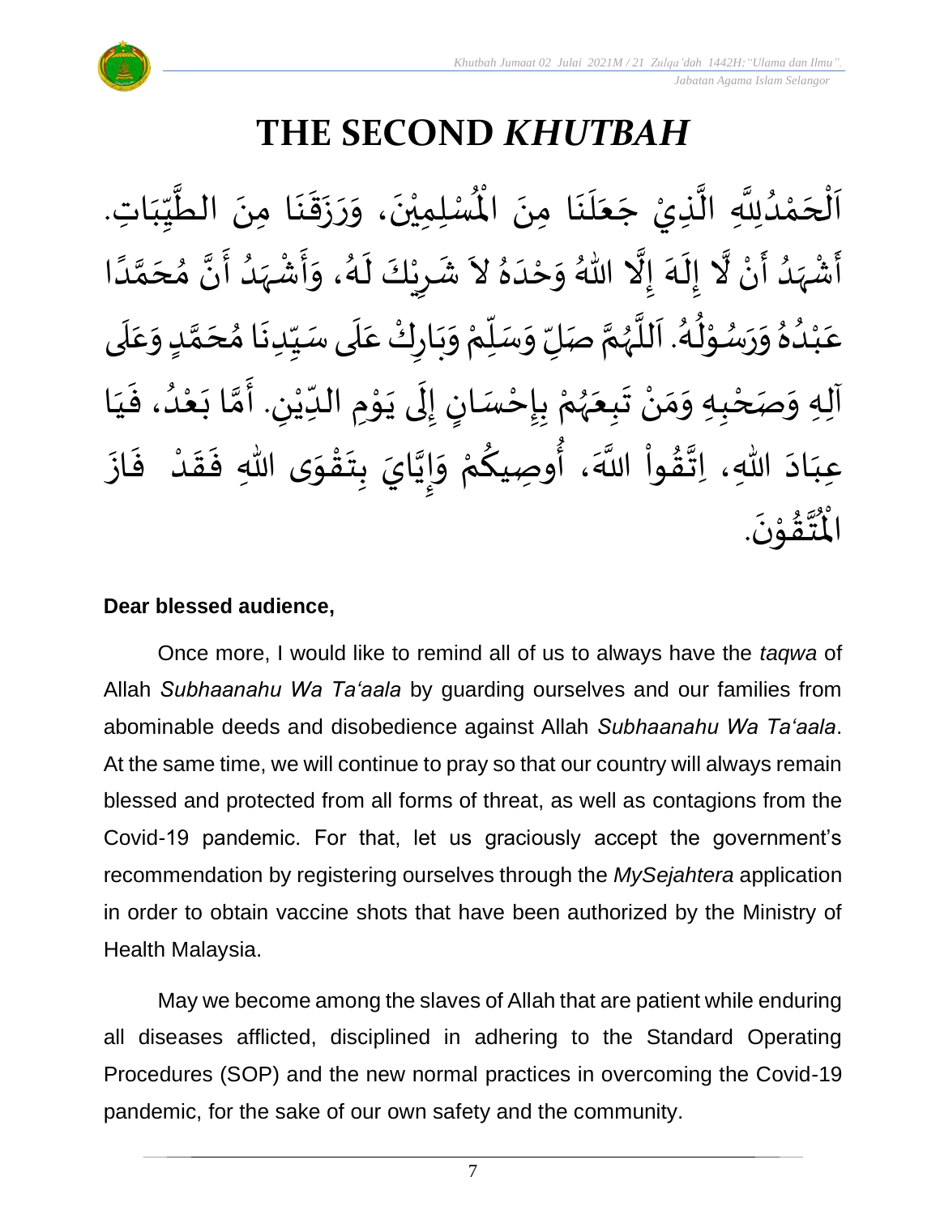# THE SECOND *KHUTBAH*

اَلْحَمْدُلِلَّهِ الَّذِيْ جَعَلَنَا مِنَ الْمُسْلِمِيْنَ، وَرَزَقَنَا مِنَ الطَّيِّبَاتِ. أَشْهَدُ أَنْ لَّا إِلَهَ إِلَّا اللهُ وَحْدَهُ لاَ شَرِيْكَ لَهُ، وَأَشْهَدُ أَنَّ مُحَمَّدًا عَبْدُهُ وَرَسُوْلُهُ. اَللَّهُمَّ صَلِّ وَسَلِّمْ وَبَارِكْ عَلَى سَيِّدِنَا مُحَمَّدٍ وَعَلَى آلِهِ وَصَحْبِهِ وَمَنْ تَبِعَهُمْ بِإِحْسَانٍ إِلَى يَوْمِ الدِّيْنِ. أَمَّا بَعْدُ، فَيَا عِبَادَ اللهِ، اِتَّقُواْ اللَّهَ، أُوصِيكُمْ وَإِيَّايَ بِتَقْوَى اللهِ فَقَدْ فَازَ الْمُتَّقُوْنَ.

**Dear blessed audience,**

Once more, I would like to remind all of us to always have the *taqwa* of Allah *Subhaanahu Wa Ta'aala* by guarding ourselves and our families from abominable deeds and disobedience against Allah *Subhaanahu Wa Ta'aala*. At the same time, we will continue to pray so that our country will always remain blessed and protected from all forms of threat, as well as contagions from the Covid-19 pandemic. For that, let us graciously accept the government's recommendation by registering ourselves through the *MySejahtera* application in order to obtain vaccine shots that have been authorized by the Ministry of Health Malaysia.

May we become among the slaves of Allah that are patient while enduring all diseases afflicted, disciplined in adhering to the Standard Operating Procedures (SOP) and the new normal practices in overcoming the Covid-19 pandemic, for the sake of our own safety and the community.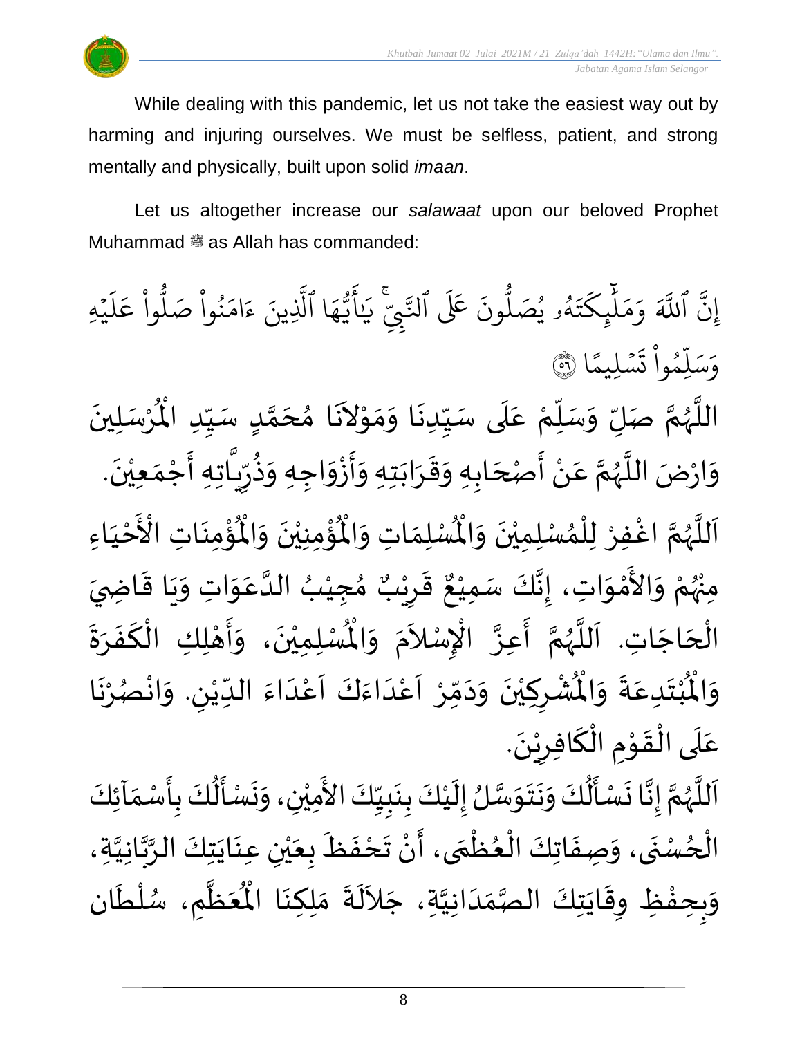While dealing with this pandemic, let us not take the easiest way out by harming and injuring ourselves. We must be selfless, patient, and strong mentally and physically, built upon solid *imaan*.

Let us altogether increase our *salawaat* upon our beloved Prophet Muhammad ﷺ as Allah has commanded:

إِنَّ ٱللَّهَ وَمَلَٰٓئِكَتَهُۥ يُصَلُّونَ عَلَى ٱلنَّبِيِّۚ يَٰٓأَيُّهَا ٱلَّذِينَ ءَامَنُواْ صَلُّواْ عَلَيۡهِ وَسَلِّمُواْ تَسۡلِيمًا ﴿٥٦﴾

اللَّهُمَّ صَلِّ وَسَلِّمْ عَلَى سَيِّدِنَا وَمَوْلاَنَا مُحَمَّدٍ سَيِّدِ الْمُرْسَلِينَ وَارْضَ اللَّهُمَّ عَنْ أَصْحَابِهِ وَقَرَابَتِهِ وَأَزْوَاجِهِ وَذُرِّيَّاتِهِ أَجْمَعِيْنَ.

اَللَّهُمَّ اغْفِرْ لِلْمُسْلِمِيْنَ وَالْمُسْلِمَاتِ وَالْمُؤْمِنِيْنَ وَالْمُؤْمِنَاتِ الْأَحْيَاءِ مِنْهُمْ وَالأَمْوَاتِ، إِنَّكَ سَمِيْعٌ قَرِيْبٌ مُجِيْبُ الدَّعَوَاتِ وَيَا قَاضِيَ الْحَاجَاتِ. اَللَّهُمَّ أَعِزَّ الإِسْلاَمَ وَالْمُسْلِمِيْنَ، وَأَهْلِكِ الْكَفَرَةَ وَالْمُبْتَدِعَةَ وَالْمُشْرِكِيْنَ وَدَمِّرْ اَعْدَاءَكَ اَعْدَاءَ الدِّيْنِ. وَانْصُرْنَا عَلَى الْقَوْمِ الْكَافِرِيْنَ.

اَللَّهُمَّ إِنَّا نَسْأَلُكَ وَنَتَوَسَّلُ إِلَيْكَ بِنَبِيِّكَ الأَمِيْنِ، وَنَسْأَلُكَ بِأَسْمَآئِكَ الْحُسْنَى، وَصِفَاتِكَ الْعُظْمَى، أَنْ تَحْفَظَ بِعَيْنِ عِنَايَتِكَ الرَّبَّانِيَّةِ، وَبِحِفْظِ وِقَايَتِكَ الصَّمَدَانِيَّةِ، جَلاَلَةَ مَلِكِنَا الْمُعَظَّمِ، سُلْطَان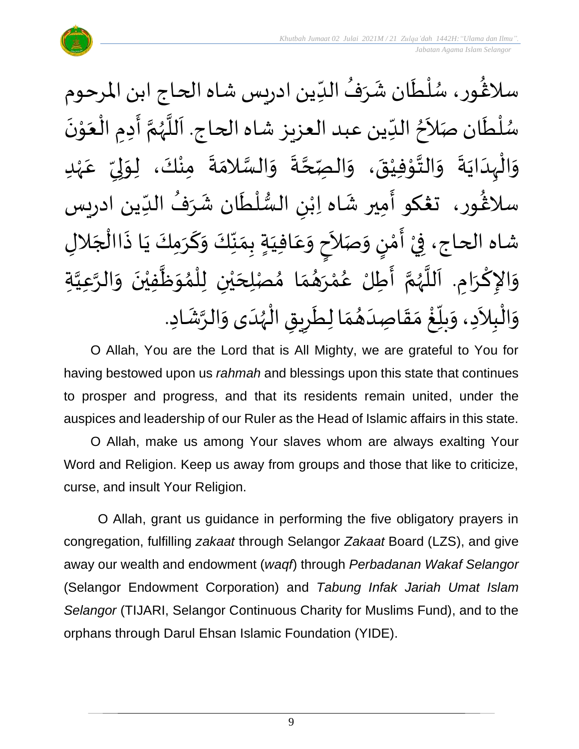سلاڠُور، سُلْطَان شَرَفُ الدِّين ادريس شاه الحاج ابن المرحوم سُلْطَان صَلاَحُ الدِّين عبد العزيز شاه الحاج. اَللَّهُمَّ أَدِمِ الْعَوْنَ وَالْهِدَايَةَ وَالتَّوْفِيْقَ، وَالصِّحَّةَ وَالسَّلامَةَ مِنْكَ، لِوَلِيِّ عَهْدِ سلاڠُور، تڠكو أَمِير شَاه اِبْنِ السُّلْطَان شَرَفُ الدِّين ادريس شاه الحاج، فِيْ أَمْنٍ وَصَلاَحٍ وَعَافِيَةٍ بِمَنِّكَ وَكَرَمِكَ يَا ذَاالْجَلالِ وَالإِكْرَامِ. اَللَّهُمَّ أَطِلْ عُمْرَهُمَا مُصْلِحَيْنِ لِلْمُوَظَّفِيْنَ وَالرَّعِيَّةِ وَالْبِلاَدِ، وَبلِّغْ مَقَاصِدَهُمَا لِطَرِيقِ الْهُدَى وَالرَّشَادِ.

O Allah, You are the Lord that is All Mighty, we are grateful to You for having bestowed upon us *rahmah* and blessings upon this state that continues to prosper and progress, and that its residents remain united, under the auspices and leadership of our Ruler as the Head of Islamic affairs in this state.

O Allah, make us among Your slaves whom are always exalting Your Word and Religion. Keep us away from groups and those that like to criticize, curse, and insult Your Religion.

O Allah, grant us guidance in performing the five obligatory prayers in congregation, fulfilling *zakaat* through Selangor *Zakaat* Board (LZS), and give away our wealth and endowment (*waqf*) through *Perbadanan Wakaf Selangor* (Selangor Endowment Corporation) and *Tabung Infak Jariah Umat Islam Selangor* (TIJARI, Selangor Continuous Charity for Muslims Fund), and to the orphans through Darul Ehsan Islamic Foundation (YIDE).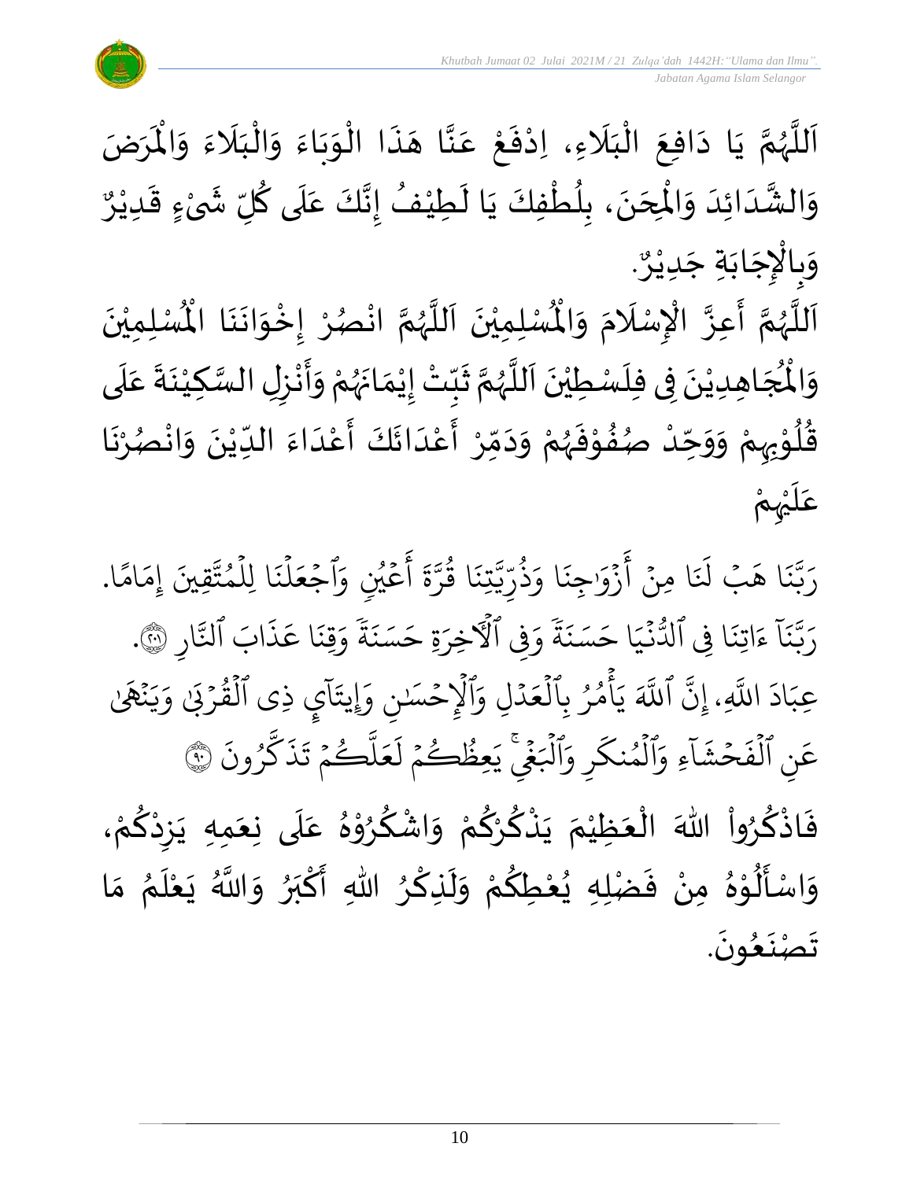اَللَّهُمَّ يَا دَافِعَ الْبَلَاءِ، اِدْفَعْ عَنَّا هَذَا الْوَبَاءَ وَالْبَلَاءَ وَالْمَرَضَ وَالشَّدَائِدَ وَالْمِحَنَ، بِلُطْفِكَ يَا لَطِيْفُ إِنَّكَ عَلَى كُلِّ شَىْءٍ قَدِيْرٌ وَبِالْإِجَابَةِ جَدِيْرٌ.

اَللَّهُمَّ أَعِزَّ الْإِسْلَامَ وَالْمُسْلِمِيْنَ اَللَّهُمَّ انْصُرْ إِخْوَانَنَا الْمُسْلِمِيْنَ وَالْمُجَاهِدِيْنَ فِى فِلَسْطِيْنَ اَللَّهُمَّ ثَبِّتْ إِيْمَانَهُمْ وَأَنْزِلِ السَّكِيْنَةَ عَلَى قُلُوْبِهِمْ وَوَحِّدْ صُفُوْفَهُمْ وَدَمِّرْ أَعْدَائَكَ أَعْدَاءَ الدِّيْنَ وَانْصُرْنَا عَلَيْهِمْ

رَبَّنَا هَبْ لَنَا مِنْ أَزْوَاجِنَا وَذُرِّيَّتِنَا قُرَّةَ أَعْيُنٍ وَٱجْعَلْنَا لِلْمُتَّقِينَ إِمَامًا. رَبَّنَآ ءَاتِنَا فِى ٱلدُّنْيَا حَسَنَةً وَفِى ٱلْءَاخِرَةِ حَسَنَةً وَقِنَا عَذَابَ ٱلنَّارِ ﴿٢٠١﴾.

عِبَادَ اللَّهِ، إِنَّ ٱللَّهَ يَأْمُرُ بِٱلْعَدْلِ وَٱلْإِحْسَٰنِ وَإِيتَآئِ ذِى ٱلْقُرْبَىٰ وَيَنْهَىٰ عَنِ ٱلْفَحْشَآءِ وَٱلْمُنكَرِ وَٱلْبَغْىِ ۚ يَعِظُكُمْ لَعَلَّكُمْ تَذَكَّرُونَ ﴿٩٠﴾

فَاذْكُرُواْ اللهَ الْعَظِيْمَ يَذْكُرْكُمْ وَاشْكُرُوْهُ عَلَى نِعَمِهِ يَزِدْكُمْ، وَاسْأَلُوْهُ مِنْ فَضْلِهِ يُعْطِكُمْ وَلَذِكْرُ اللهِ أَكْبَرُ وَاللَّهُ يَعْلَمُ مَا تَصْنَعُونَ.